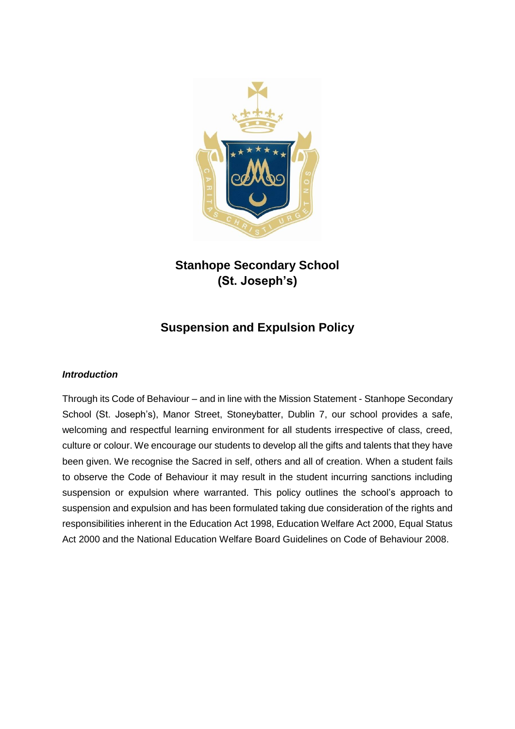# Stanhope Secondary School
# (St. Joseph's)

## Suspension and Expulsion Policy

***Introduction***

Through its Code of Behaviour – and in line with the Mission Statement - Stanhope Secondary School (St. Joseph's), Manor Street, Stoneybatter, Dublin 7, our school provides a safe, welcoming and respectful learning environment for all students irrespective of class, creed, culture or colour. We encourage our students to develop all the gifts and talents that they have been given. We recognise the Sacred in self, others and all of creation. When a student fails to observe the Code of Behaviour it may result in the student incurring sanctions including suspension or expulsion where warranted. This policy outlines the school's approach to suspension and expulsion and has been formulated taking due consideration of the rights and responsibilities inherent in the Education Act 1998, Education Welfare Act 2000, Equal Status Act 2000 and the National Education Welfare Board Guidelines on Code of Behaviour 2008.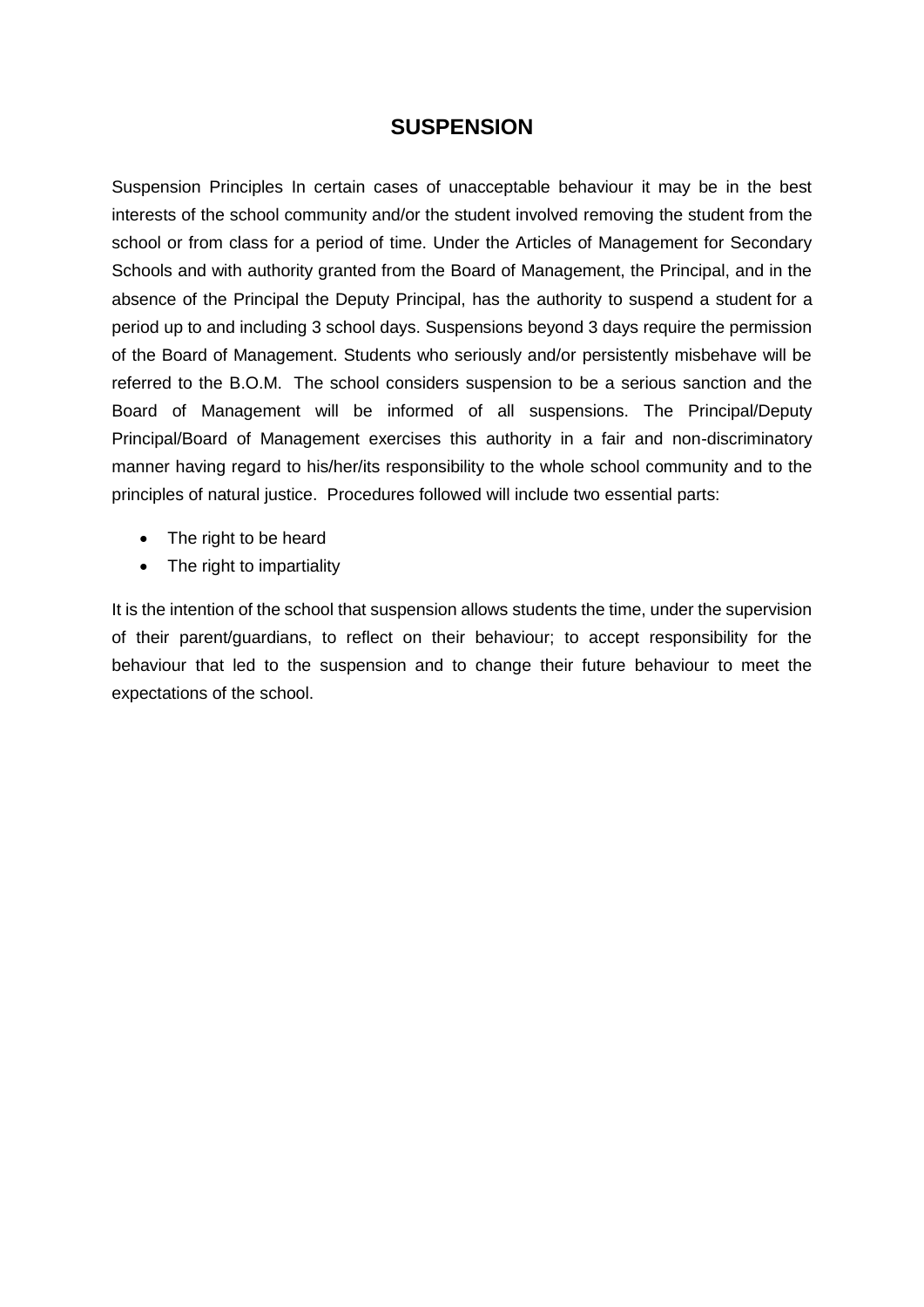# SUSPENSION

Suspension Principles In certain cases of unacceptable behaviour it may be in the best interests of the school community and/or the student involved removing the student from the school or from class for a period of time. Under the Articles of Management for Secondary Schools and with authority granted from the Board of Management, the Principal, and in the absence of the Principal the Deputy Principal, has the authority to suspend a student for a period up to and including 3 school days. Suspensions beyond 3 days require the permission of the Board of Management. Students who seriously and/or persistently misbehave will be referred to the B.O.M. The school considers suspension to be a serious sanction and the Board of Management will be informed of all suspensions. The Principal/Deputy Principal/Board of Management exercises this authority in a fair and non-discriminatory manner having regard to his/her/its responsibility to the whole school community and to the principles of natural justice. Procedures followed will include two essential parts:

- The right to be heard
- The right to impartiality

It is the intention of the school that suspension allows students the time, under the supervision of their parent/guardians, to reflect on their behaviour; to accept responsibility for the behaviour that led to the suspension and to change their future behaviour to meet the expectations of the school.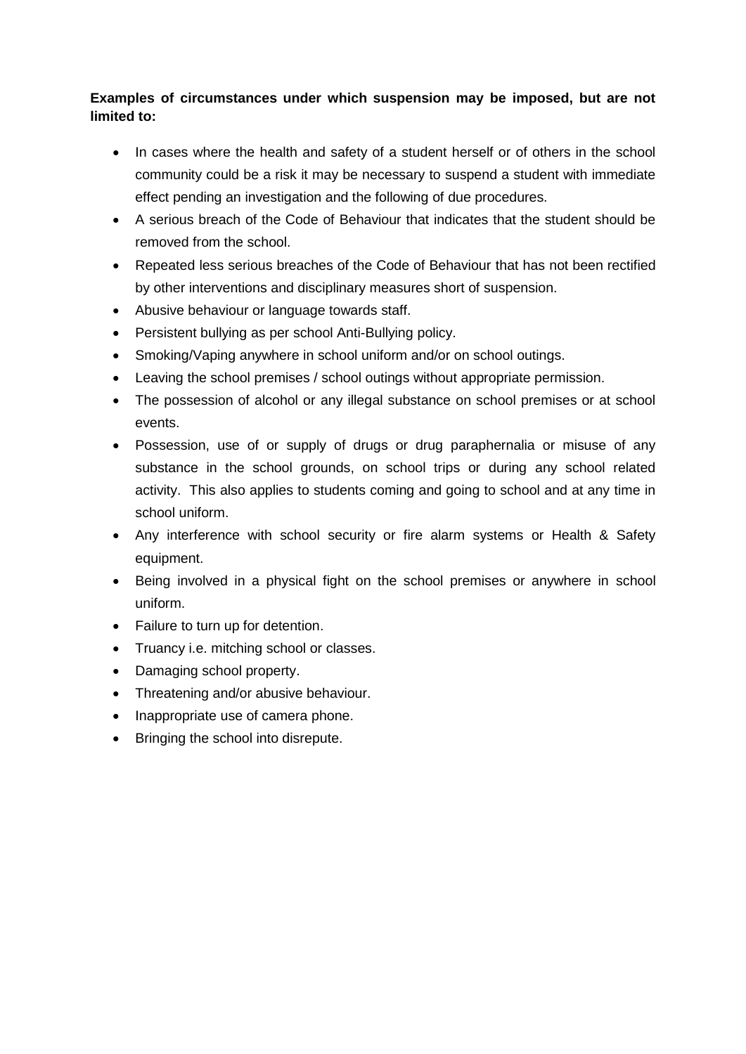**Examples of circumstances under which suspension may be imposed, but are not limited to:**

- In cases where the health and safety of a student herself or of others in the school community could be a risk it may be necessary to suspend a student with immediate effect pending an investigation and the following of due procedures.
- A serious breach of the Code of Behaviour that indicates that the student should be removed from the school.
- Repeated less serious breaches of the Code of Behaviour that has not been rectified by other interventions and disciplinary measures short of suspension.
- Abusive behaviour or language towards staff.
- Persistent bullying as per school Anti-Bullying policy.
- Smoking/Vaping anywhere in school uniform and/or on school outings.
- Leaving the school premises / school outings without appropriate permission.
- The possession of alcohol or any illegal substance on school premises or at school events.
- Possession, use of or supply of drugs or drug paraphernalia or misuse of any substance in the school grounds, on school trips or during any school related activity. This also applies to students coming and going to school and at any time in school uniform.
- Any interference with school security or fire alarm systems or Health & Safety equipment.
- Being involved in a physical fight on the school premises or anywhere in school uniform.
- Failure to turn up for detention.
- Truancy i.e. mitching school or classes.
- Damaging school property.
- Threatening and/or abusive behaviour.
- Inappropriate use of camera phone.
- Bringing the school into disrepute.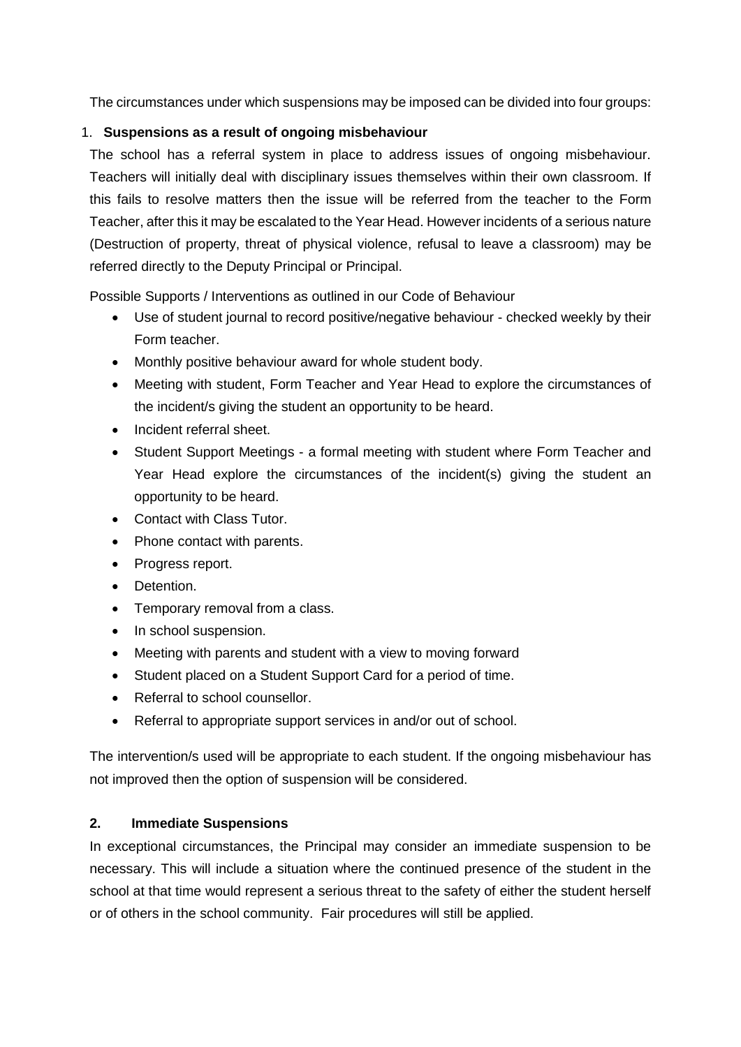The circumstances under which suspensions may be imposed can be divided into four groups:

1. **Suspensions as a result of ongoing misbehaviour**

The school has a referral system in place to address issues of ongoing misbehaviour. Teachers will initially deal with disciplinary issues themselves within their own classroom. If this fails to resolve matters then the issue will be referred from the teacher to the Form Teacher, after this it may be escalated to the Year Head. However incidents of a serious nature (Destruction of property, threat of physical violence, refusal to leave a classroom) may be referred directly to the Deputy Principal or Principal.

Possible Supports / Interventions as outlined in our Code of Behaviour

- Use of student journal to record positive/negative behaviour - checked weekly by their Form teacher.
- Monthly positive behaviour award for whole student body.
- Meeting with student, Form Teacher and Year Head to explore the circumstances of the incident/s giving the student an opportunity to be heard.
- Incident referral sheet.
- Student Support Meetings - a formal meeting with student where Form Teacher and Year Head explore the circumstances of the incident(s) giving the student an opportunity to be heard.
- Contact with Class Tutor.
- Phone contact with parents.
- Progress report.
- Detention.
- Temporary removal from a class.
- In school suspension.
- Meeting with parents and student with a view to moving forward
- Student placed on a Student Support Card for a period of time.
- Referral to school counsellor.
- Referral to appropriate support services in and/or out of school.

The intervention/s used will be appropriate to each student. If the ongoing misbehaviour has not improved then the option of suspension will be considered.

**2. Immediate Suspensions**

In exceptional circumstances, the Principal may consider an immediate suspension to be necessary. This will include a situation where the continued presence of the student in the school at that time would represent a serious threat to the safety of either the student herself or of others in the school community. Fair procedures will still be applied.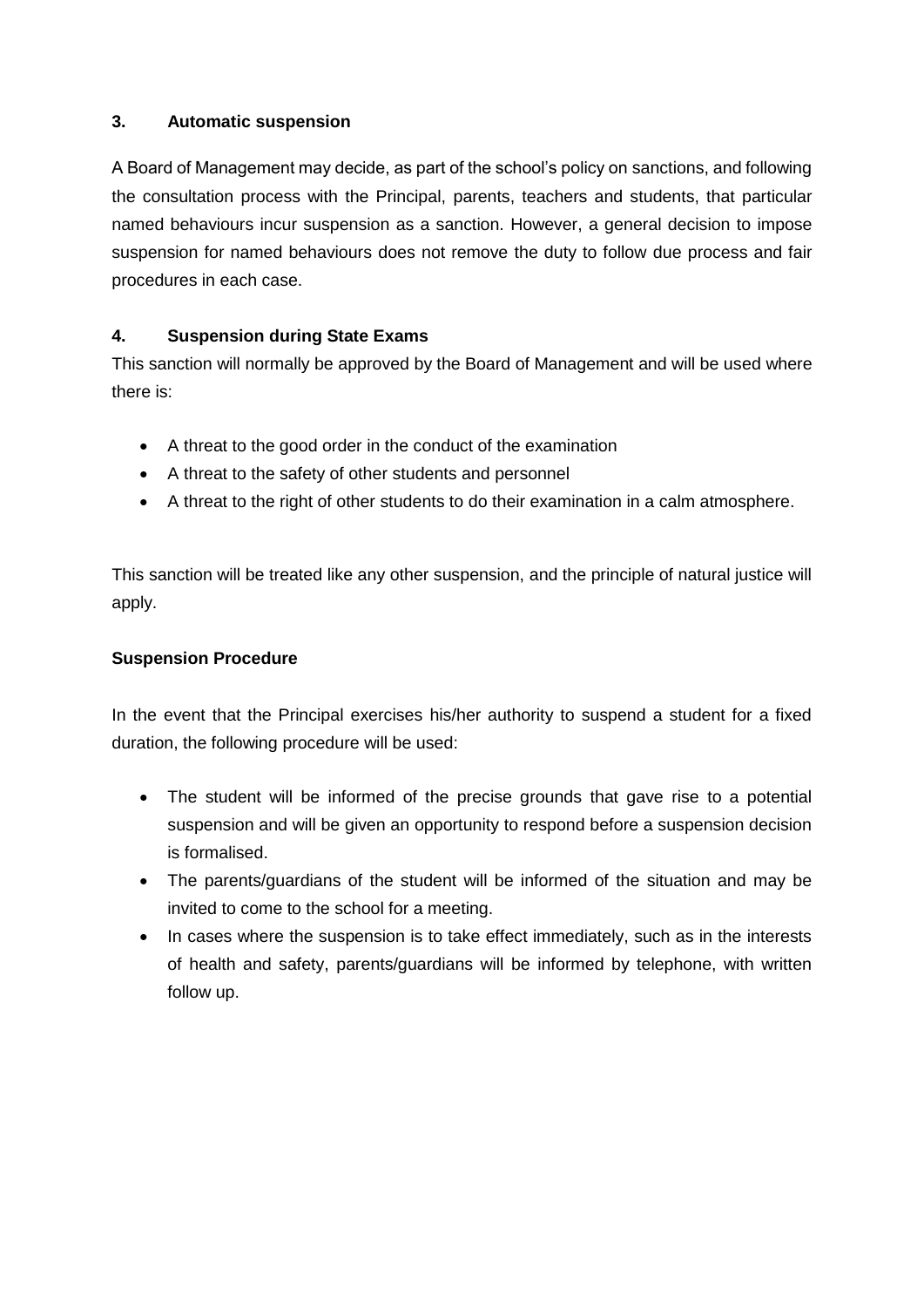### 3. Automatic suspension

A Board of Management may decide, as part of the school's policy on sanctions, and following the consultation process with the Principal, parents, teachers and students, that particular named behaviours incur suspension as a sanction. However, a general decision to impose suspension for named behaviours does not remove the duty to follow due process and fair procedures in each case.

### 4. Suspension during State Exams

This sanction will normally be approved by the Board of Management and will be used where there is:

- A threat to the good order in the conduct of the examination
- A threat to the safety of other students and personnel
- A threat to the right of other students to do their examination in a calm atmosphere.

This sanction will be treated like any other suspension, and the principle of natural justice will apply.

### Suspension Procedure

In the event that the Principal exercises his/her authority to suspend a student for a fixed duration, the following procedure will be used:

- The student will be informed of the precise grounds that gave rise to a potential suspension and will be given an opportunity to respond before a suspension decision is formalised.
- The parents/guardians of the student will be informed of the situation and may be invited to come to the school for a meeting.
- In cases where the suspension is to take effect immediately, such as in the interests of health and safety, parents/guardians will be informed by telephone, with written follow up.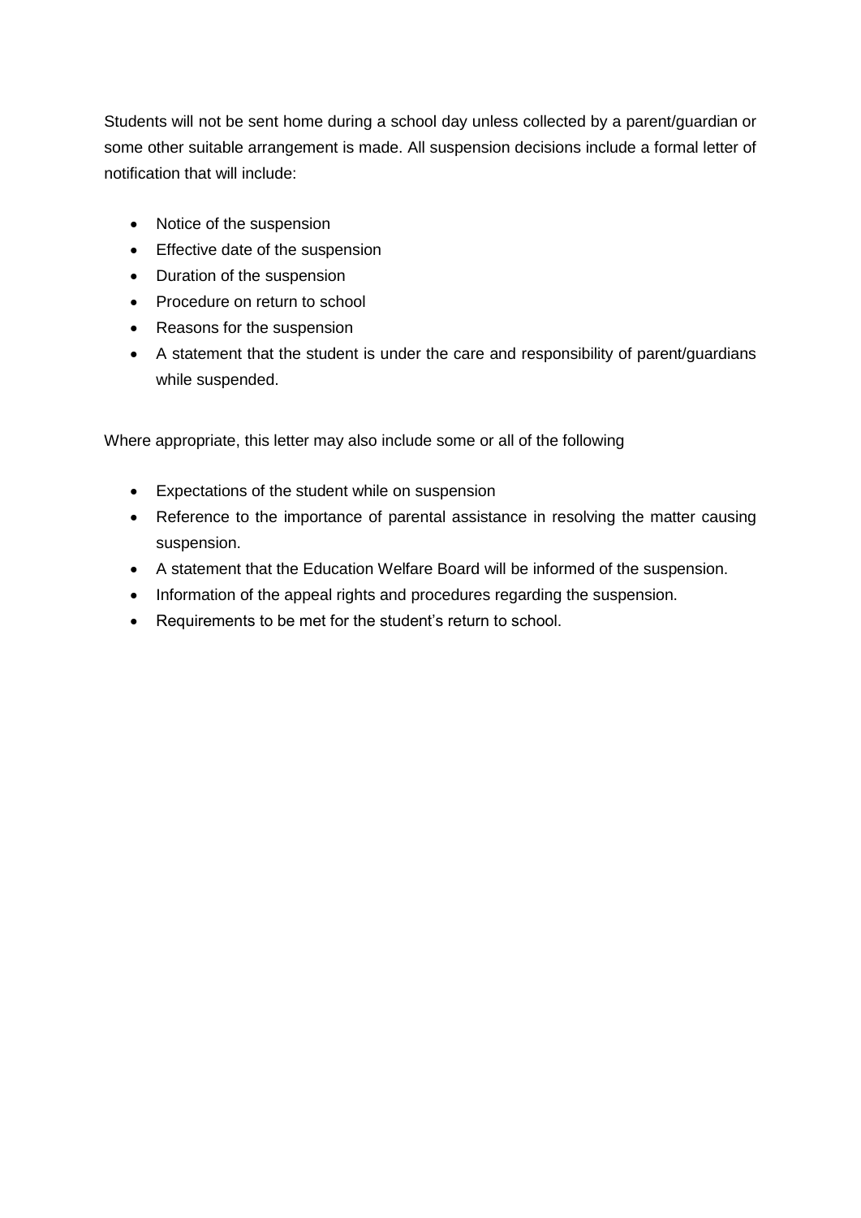Students will not be sent home during a school day unless collected by a parent/guardian or some other suitable arrangement is made. All suspension decisions include a formal letter of notification that will include:

- Notice of the suspension
- Effective date of the suspension
- Duration of the suspension
- Procedure on return to school
- Reasons for the suspension
- A statement that the student is under the care and responsibility of parent/guardians while suspended.

Where appropriate, this letter may also include some or all of the following

- Expectations of the student while on suspension
- Reference to the importance of parental assistance in resolving the matter causing suspension.
- A statement that the Education Welfare Board will be informed of the suspension.
- Information of the appeal rights and procedures regarding the suspension.
- Requirements to be met for the student's return to school.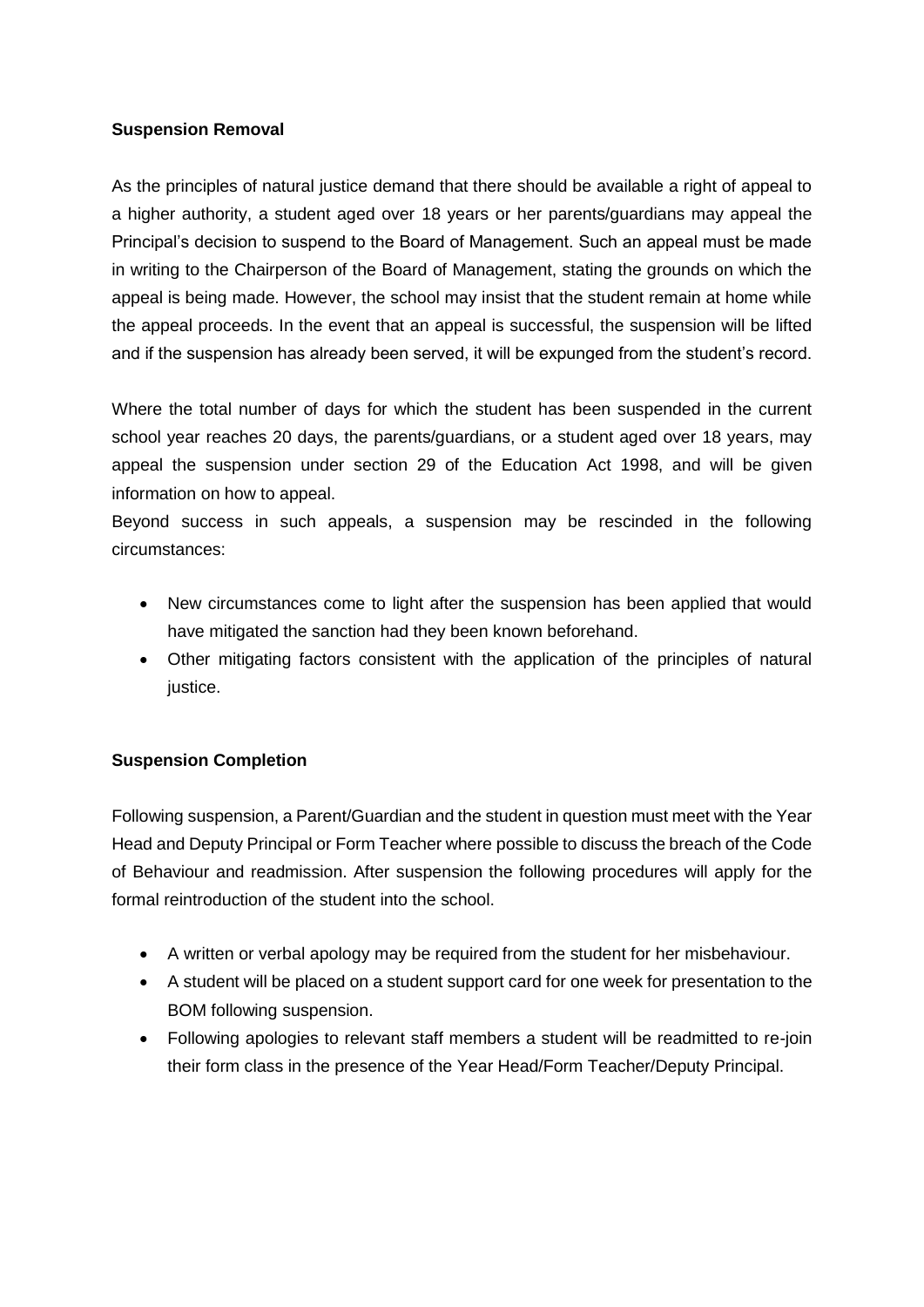**Suspension Removal**

As the principles of natural justice demand that there should be available a right of appeal to a higher authority, a student aged over 18 years or her parents/guardians may appeal the Principal's decision to suspend to the Board of Management. Such an appeal must be made in writing to the Chairperson of the Board of Management, stating the grounds on which the appeal is being made. However, the school may insist that the student remain at home while the appeal proceeds. In the event that an appeal is successful, the suspension will be lifted and if the suspension has already been served, it will be expunged from the student's record.

Where the total number of days for which the student has been suspended in the current school year reaches 20 days, the parents/guardians, or a student aged over 18 years, may appeal the suspension under section 29 of the Education Act 1998, and will be given information on how to appeal.

Beyond success in such appeals, a suspension may be rescinded in the following circumstances:

- New circumstances come to light after the suspension has been applied that would have mitigated the sanction had they been known beforehand.
- Other mitigating factors consistent with the application of the principles of natural justice.

**Suspension Completion**

Following suspension, a Parent/Guardian and the student in question must meet with the Year Head and Deputy Principal or Form Teacher where possible to discuss the breach of the Code of Behaviour and readmission. After suspension the following procedures will apply for the formal reintroduction of the student into the school.

- A written or verbal apology may be required from the student for her misbehaviour.
- A student will be placed on a student support card for one week for presentation to the BOM following suspension.
- Following apologies to relevant staff members a student will be readmitted to re-join their form class in the presence of the Year Head/Form Teacher/Deputy Principal.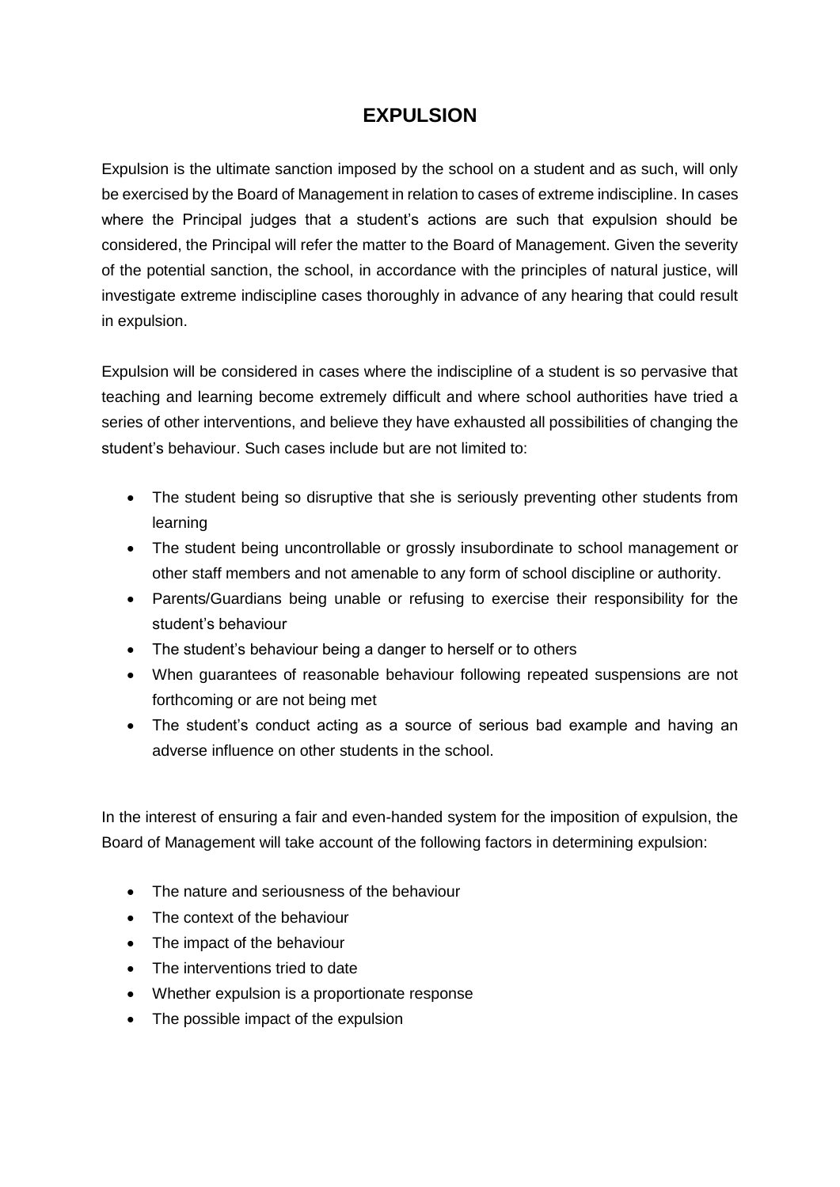# EXPULSION

Expulsion is the ultimate sanction imposed by the school on a student and as such, will only be exercised by the Board of Management in relation to cases of extreme indiscipline. In cases where the Principal judges that a student's actions are such that expulsion should be considered, the Principal will refer the matter to the Board of Management. Given the severity of the potential sanction, the school, in accordance with the principles of natural justice, will investigate extreme indiscipline cases thoroughly in advance of any hearing that could result in expulsion.

Expulsion will be considered in cases where the indiscipline of a student is so pervasive that teaching and learning become extremely difficult and where school authorities have tried a series of other interventions, and believe they have exhausted all possibilities of changing the student's behaviour. Such cases include but are not limited to:

- The student being so disruptive that she is seriously preventing other students from learning
- The student being uncontrollable or grossly insubordinate to school management or other staff members and not amenable to any form of school discipline or authority.
- Parents/Guardians being unable or refusing to exercise their responsibility for the student's behaviour
- The student's behaviour being a danger to herself or to others
- When guarantees of reasonable behaviour following repeated suspensions are not forthcoming or are not being met
- The student's conduct acting as a source of serious bad example and having an adverse influence on other students in the school.

In the interest of ensuring a fair and even-handed system for the imposition of expulsion, the Board of Management will take account of the following factors in determining expulsion:

- The nature and seriousness of the behaviour
- The context of the behaviour
- The impact of the behaviour
- The interventions tried to date
- Whether expulsion is a proportionate response
- The possible impact of the expulsion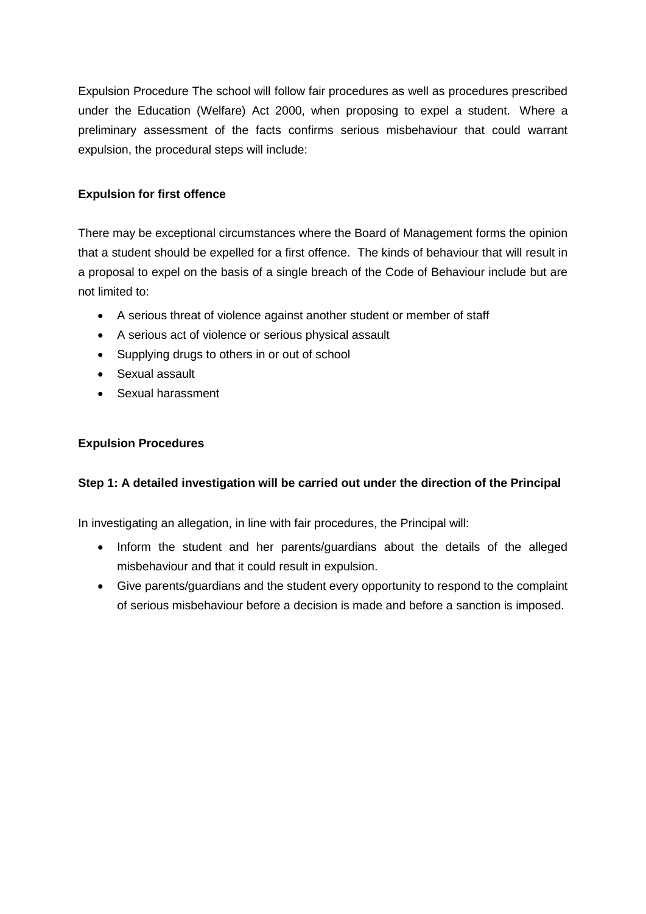Expulsion Procedure The school will follow fair procedures as well as procedures prescribed under the Education (Welfare) Act 2000, when proposing to expel a student. Where a preliminary assessment of the facts confirms serious misbehaviour that could warrant expulsion, the procedural steps will include:

**Expulsion for first offence**

There may be exceptional circumstances where the Board of Management forms the opinion that a student should be expelled for a first offence. The kinds of behaviour that will result in a proposal to expel on the basis of a single breach of the Code of Behaviour include but are not limited to:

- A serious threat of violence against another student or member of staff
- A serious act of violence or serious physical assault
- Supplying drugs to others in or out of school
- Sexual assault
- Sexual harassment

**Expulsion Procedures**

**Step 1: A detailed investigation will be carried out under the direction of the Principal**

In investigating an allegation, in line with fair procedures, the Principal will:

- Inform the student and her parents/guardians about the details of the alleged misbehaviour and that it could result in expulsion.
- Give parents/guardians and the student every opportunity to respond to the complaint of serious misbehaviour before a decision is made and before a sanction is imposed.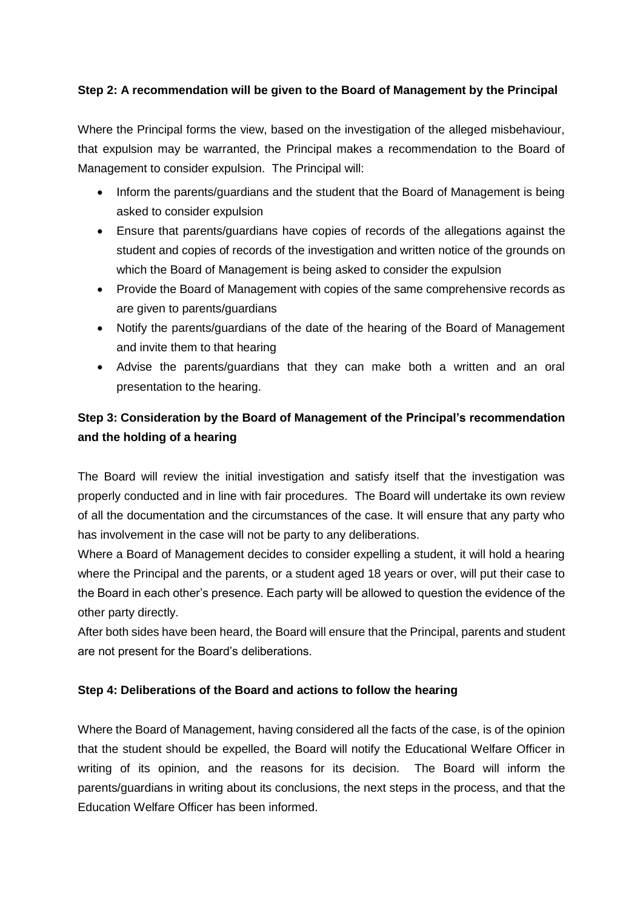**Step 2: A recommendation will be given to the Board of Management by the Principal**

Where the Principal forms the view, based on the investigation of the alleged misbehaviour, that expulsion may be warranted, the Principal makes a recommendation to the Board of Management to consider expulsion. The Principal will:

- Inform the parents/guardians and the student that the Board of Management is being asked to consider expulsion
- Ensure that parents/guardians have copies of records of the allegations against the student and copies of records of the investigation and written notice of the grounds on which the Board of Management is being asked to consider the expulsion
- Provide the Board of Management with copies of the same comprehensive records as are given to parents/guardians
- Notify the parents/guardians of the date of the hearing of the Board of Management and invite them to that hearing
- Advise the parents/guardians that they can make both a written and an oral presentation to the hearing.

**Step 3: Consideration by the Board of Management of the Principal's recommendation and the holding of a hearing**

The Board will review the initial investigation and satisfy itself that the investigation was properly conducted and in line with fair procedures. The Board will undertake its own review of all the documentation and the circumstances of the case. It will ensure that any party who has involvement in the case will not be party to any deliberations.

Where a Board of Management decides to consider expelling a student, it will hold a hearing where the Principal and the parents, or a student aged 18 years or over, will put their case to the Board in each other's presence. Each party will be allowed to question the evidence of the other party directly.

After both sides have been heard, the Board will ensure that the Principal, parents and student are not present for the Board's deliberations.

**Step 4: Deliberations of the Board and actions to follow the hearing**

Where the Board of Management, having considered all the facts of the case, is of the opinion that the student should be expelled, the Board will notify the Educational Welfare Officer in writing of its opinion, and the reasons for its decision. The Board will inform the parents/guardians in writing about its conclusions, the next steps in the process, and that the Education Welfare Officer has been informed.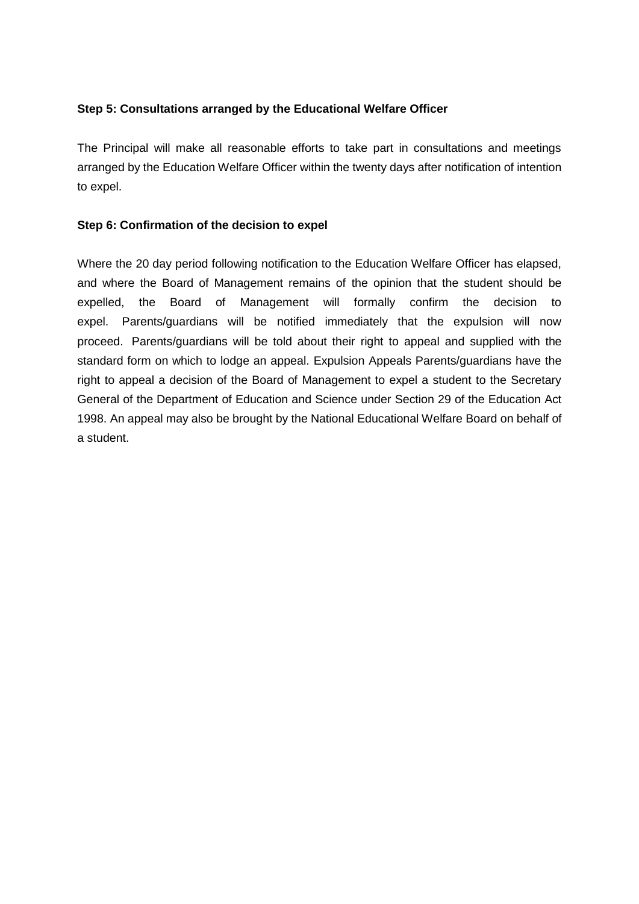**Step 5: Consultations arranged by the Educational Welfare Officer**

The Principal will make all reasonable efforts to take part in consultations and meetings arranged by the Education Welfare Officer within the twenty days after notification of intention to expel.

**Step 6: Confirmation of the decision to expel**

Where the 20 day period following notification to the Education Welfare Officer has elapsed, and where the Board of Management remains of the opinion that the student should be expelled, the Board of Management will formally confirm the decision to expel. Parents/guardians will be notified immediately that the expulsion will now proceed. Parents/guardians will be told about their right to appeal and supplied with the standard form on which to lodge an appeal. Expulsion Appeals Parents/guardians have the right to appeal a decision of the Board of Management to expel a student to the Secretary General of the Department of Education and Science under Section 29 of the Education Act 1998. An appeal may also be brought by the National Educational Welfare Board on behalf of a student.